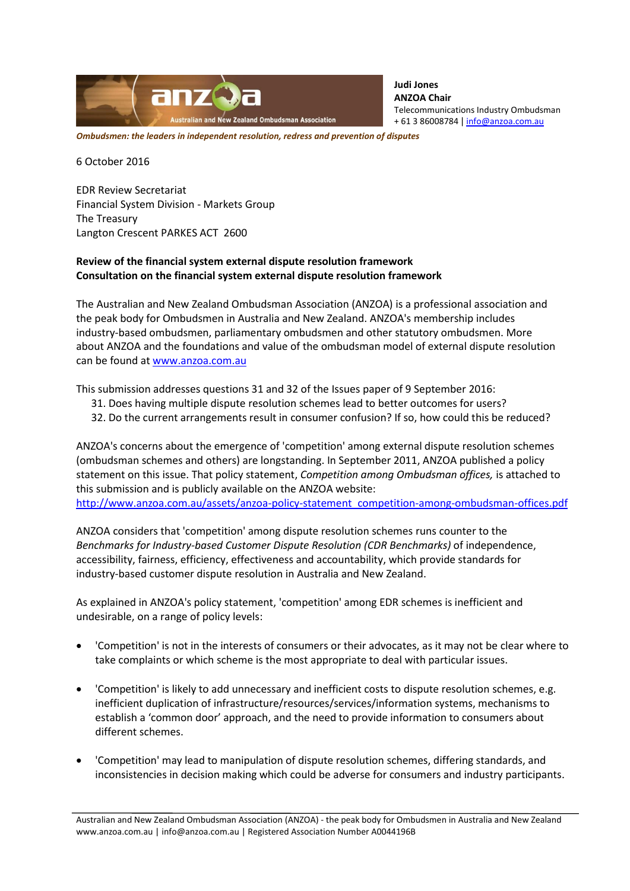**Judi Jones**
**ANZOA Chair**
Telecommunications Industry Ombudsman
+ 61 3 86008784 | info@anzoa.com.au

*Ombudsmen: the leaders in independent resolution, redress and prevention of disputes*

6 October 2016

EDR Review Secretariat
Financial System Division - Markets Group
The Treasury
Langton Crescent PARKES ACT 2600

**Review of the financial system external dispute resolution framework**
**Consultation on the financial system external dispute resolution framework**

The Australian and New Zealand Ombudsman Association (ANZOA) is a professional association and the peak body for Ombudsmen in Australia and New Zealand. ANZOA's membership includes industry-based ombudsmen, parliamentary ombudsmen and other statutory ombudsmen. More about ANZOA and the foundations and value of the ombudsman model of external dispute resolution can be found at www.anzoa.com.au

This submission addresses questions 31 and 32 of the Issues paper of 9 September 2016:

31. Does having multiple dispute resolution schemes lead to better outcomes for users?
32. Do the current arrangements result in consumer confusion? If so, how could this be reduced?

ANZOA's concerns about the emergence of 'competition' among external dispute resolution schemes (ombudsman schemes and others) are longstanding. In September 2011, ANZOA published a policy statement on this issue. That policy statement, *Competition among Ombudsman offices,* is attached to this submission and is publicly available on the ANZOA website:
http://www.anzoa.com.au/assets/anzoa-policy-statement_competition-among-ombudsman-offices.pdf

ANZOA considers that 'competition' among dispute resolution schemes runs counter to the *Benchmarks for Industry-based Customer Dispute Resolution (CDR Benchmarks)* of independence, accessibility, fairness, efficiency, effectiveness and accountability, which provide standards for industry-based customer dispute resolution in Australia and New Zealand.

As explained in ANZOA's policy statement, 'competition' among EDR schemes is inefficient and undesirable, on a range of policy levels:

- 'Competition' is not in the interests of consumers or their advocates, as it may not be clear where to take complaints or which scheme is the most appropriate to deal with particular issues.
- 'Competition' is likely to add unnecessary and inefficient costs to dispute resolution schemes, e.g. inefficient duplication of infrastructure/resources/services/information systems, mechanisms to establish a 'common door' approach, and the need to provide information to consumers about different schemes.
- 'Competition' may lead to manipulation of dispute resolution schemes, differing standards, and inconsistencies in decision making which could be adverse for consumers and industry participants.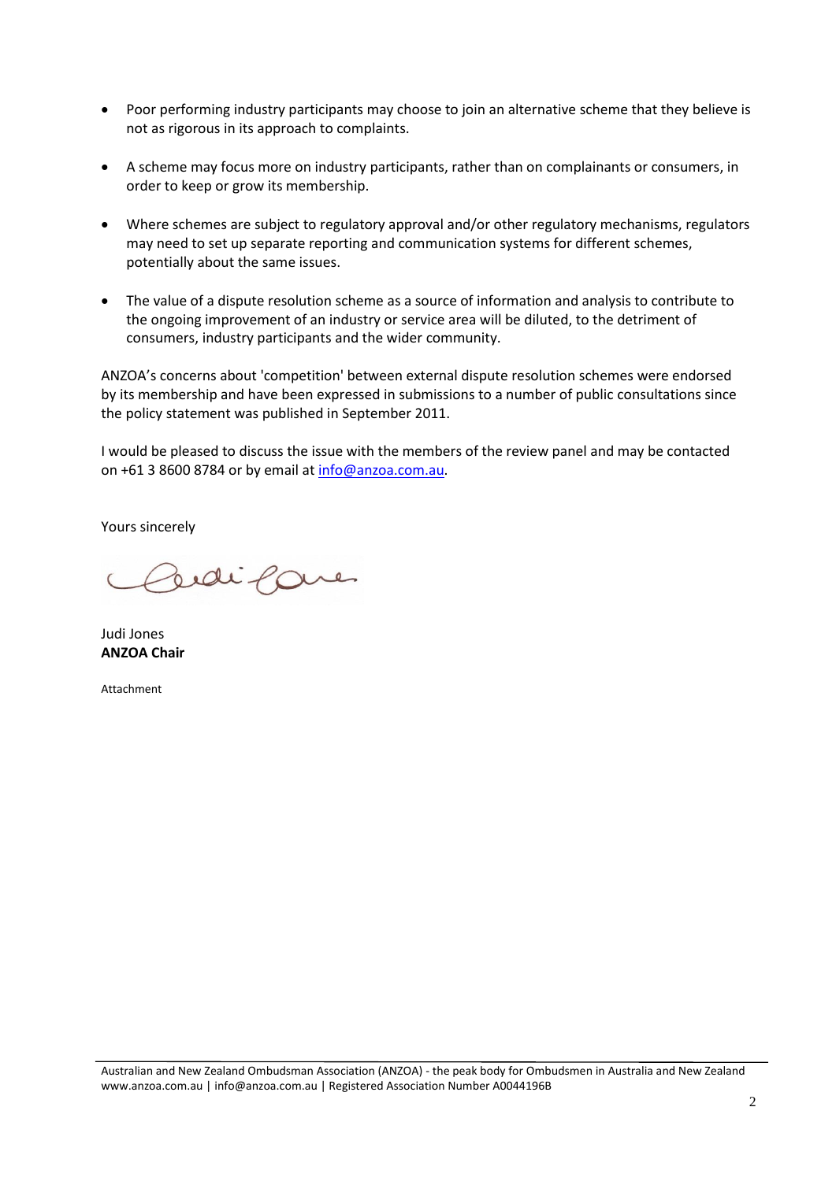- Poor performing industry participants may choose to join an alternative scheme that they believe is not as rigorous in its approach to complaints.

- A scheme may focus more on industry participants, rather than on complainants or consumers, in order to keep or grow its membership.

- Where schemes are subject to regulatory approval and/or other regulatory mechanisms, regulators may need to set up separate reporting and communication systems for different schemes, potentially about the same issues.

- The value of a dispute resolution scheme as a source of information and analysis to contribute to the ongoing improvement of an industry or service area will be diluted, to the detriment of consumers, industry participants and the wider community.

ANZOA's concerns about 'competition' between external dispute resolution schemes were endorsed by its membership and have been expressed in submissions to a number of public consultations since the policy statement was published in September 2011.

I would be pleased to discuss the issue with the members of the review panel and may be contacted on +61 3 8600 8784 or by email at info@anzoa.com.au.

Yours sincerely

Judi Jones
**ANZOA Chair**

Attachment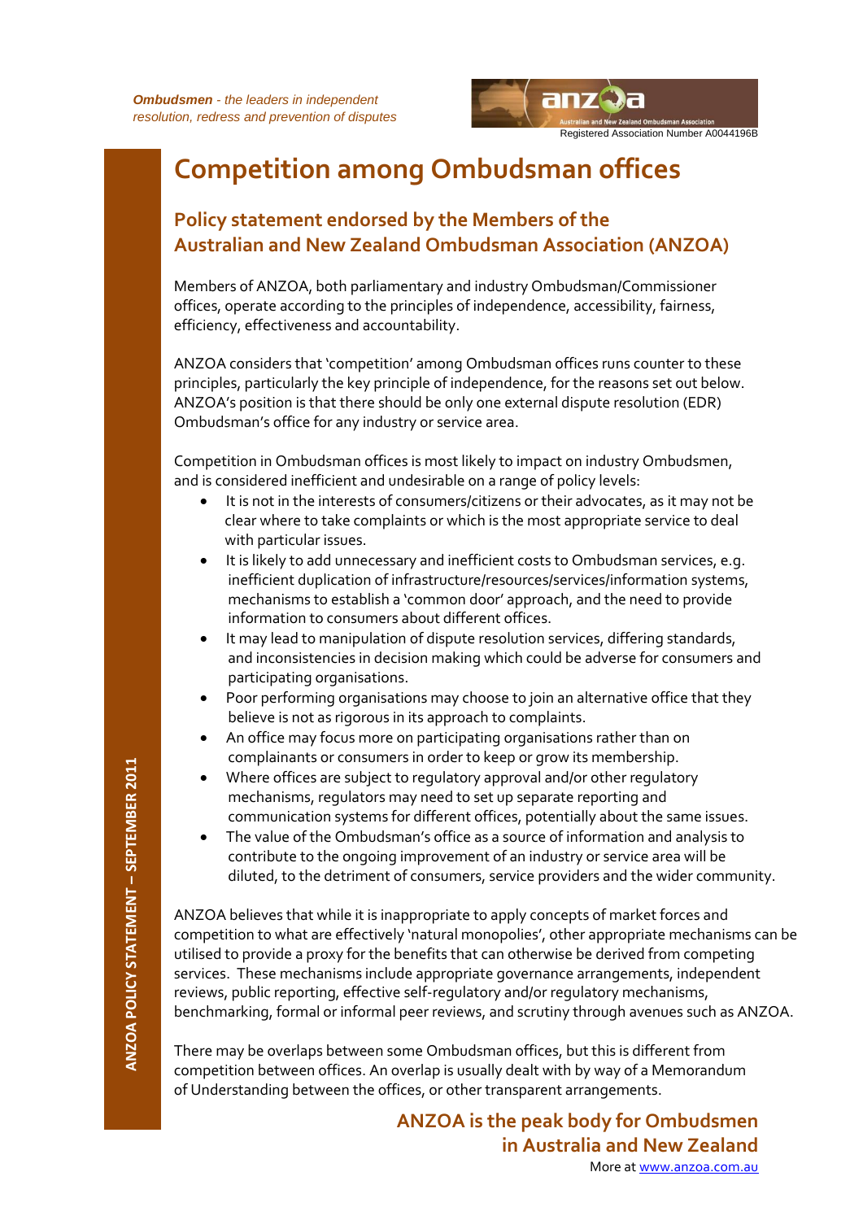*Ombudsmen* - the leaders in independent resolution, redress and prevention of disputes

Registered Association Number A0044196B

# Competition among Ombudsman offices

## Policy statement endorsed by the Members of the Australian and New Zealand Ombudsman Association (ANZOA)

Members of ANZOA, both parliamentary and industry Ombudsman/Commissioner offices, operate according to the principles of independence, accessibility, fairness, efficiency, effectiveness and accountability.

ANZOA considers that 'competition' among Ombudsman offices runs counter to these principles, particularly the key principle of independence, for the reasons set out below. ANZOA's position is that there should be only one external dispute resolution (EDR) Ombudsman's office for any industry or service area.

Competition in Ombudsman offices is most likely to impact on industry Ombudsmen, and is considered inefficient and undesirable on a range of policy levels:

- It is not in the interests of consumers/citizens or their advocates, as it may not be clear where to take complaints or which is the most appropriate service to deal with particular issues.
- It is likely to add unnecessary and inefficient costs to Ombudsman services, e.g. inefficient duplication of infrastructure/resources/services/information systems, mechanisms to establish a 'common door' approach, and the need to provide information to consumers about different offices.
- It may lead to manipulation of dispute resolution services, differing standards, and inconsistencies in decision making which could be adverse for consumers and participating organisations.
- Poor performing organisations may choose to join an alternative office that they believe is not as rigorous in its approach to complaints.
- An office may focus more on participating organisations rather than on complainants or consumers in order to keep or grow its membership.
- Where offices are subject to regulatory approval and/or other regulatory mechanisms, regulators may need to set up separate reporting and communication systems for different offices, potentially about the same issues.
- The value of the Ombudsman's office as a source of information and analysis to contribute to the ongoing improvement of an industry or service area will be diluted, to the detriment of consumers, service providers and the wider community.

ANZOA believes that while it is inappropriate to apply concepts of market forces and competition to what are effectively 'natural monopolies', other appropriate mechanisms can be utilised to provide a proxy for the benefits that can otherwise be derived from competing services. These mechanisms include appropriate governance arrangements, independent reviews, public reporting, effective self-regulatory and/or regulatory mechanisms, benchmarking, formal or informal peer reviews, and scrutiny through avenues such as ANZOA.

There may be overlaps between some Ombudsman offices, but this is different from competition between offices. An overlap is usually dealt with by way of a Memorandum of Understanding between the offices, or other transparent arrangements.

**ANZOA is the peak body for Ombudsmen in Australia and New Zealand**

More at www.anzoa.com.au

ANZOA POLICY STATEMENT – SEPTEMBER 2011